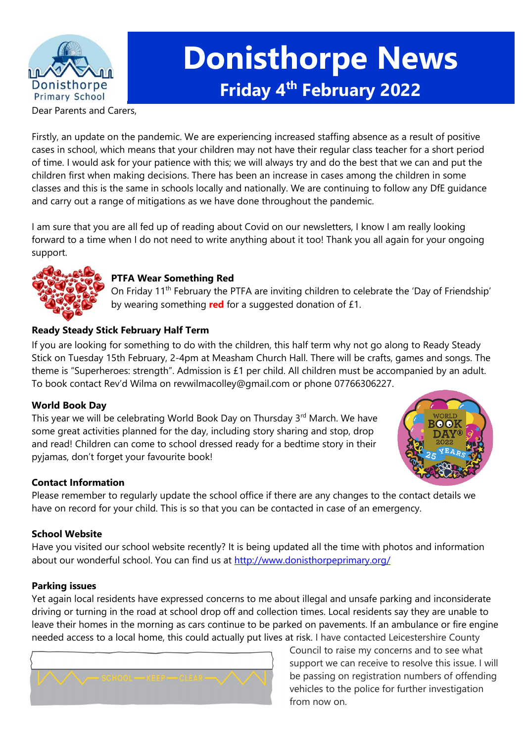# Donisthorpe News

## Friday 4th February 2022

Dear Parents and Carers,

Firstly, an update on the pandemic. We are experiencing increased staffing absence as a result of positive cases in school, which means that your children may not have their regular class teacher for a short period of time. I would ask for your patience with this; we will always try and do the best that we can and put the children first when making decisions. There has been an increase in cases among the children in some classes and this is the same in schools locally and nationally. We are continuing to follow any DfE guidance and carry out a range of mitigations as we have done throughout the pandemic.

I am sure that you are all fed up of reading about Covid on our newsletters, I know I am really looking forward to a time when I do not need to write anything about it too! Thank you all again for your ongoing support.

**PTFA Wear Something Red**

On Friday 11th February the PTFA are inviting children to celebrate the 'Day of Friendship' by wearing something **red** for a suggested donation of £1.

**Ready Steady Stick February Half Term**

If you are looking for something to do with the children, this half term why not go along to Ready Steady Stick on Tuesday 15th February, 2-4pm at Measham Church Hall. There will be crafts, games and songs. The theme is "Superheroes: strength". Admission is £1 per child. All children must be accompanied by an adult. To book contact Rev'd Wilma on revwilmacolley@gmail.com or phone 07766306227.

**World Book Day**

This year we will be celebrating World Book Day on Thursday 3rd March. We have some great activities planned for the day, including story sharing and stop, drop and read! Children can come to school dressed ready for a bedtime story in their pyjamas, don't forget your favourite book!

**Contact Information**

Please remember to regularly update the school office if there are any changes to the contact details we have on record for your child. This is so that you can be contacted in case of an emergency.

**School Website**

Have you visited our school website recently? It is being updated all the time with photos and information about our wonderful school. You can find us at http://www.donisthorpeprimary.org/

**Parking issues**

Yet again local residents have expressed concerns to me about illegal and unsafe parking and inconsiderate driving or turning in the road at school drop off and collection times. Local residents say they are unable to leave their homes in the morning as cars continue to be parked on pavements. If an ambulance or fire engine needed access to a local home, this could actually put lives at risk. I have contacted Leicestershire County Council to raise my concerns and to see what support we can receive to resolve this issue. I will be passing on registration numbers of offending vehicles to the police for further investigation from now on.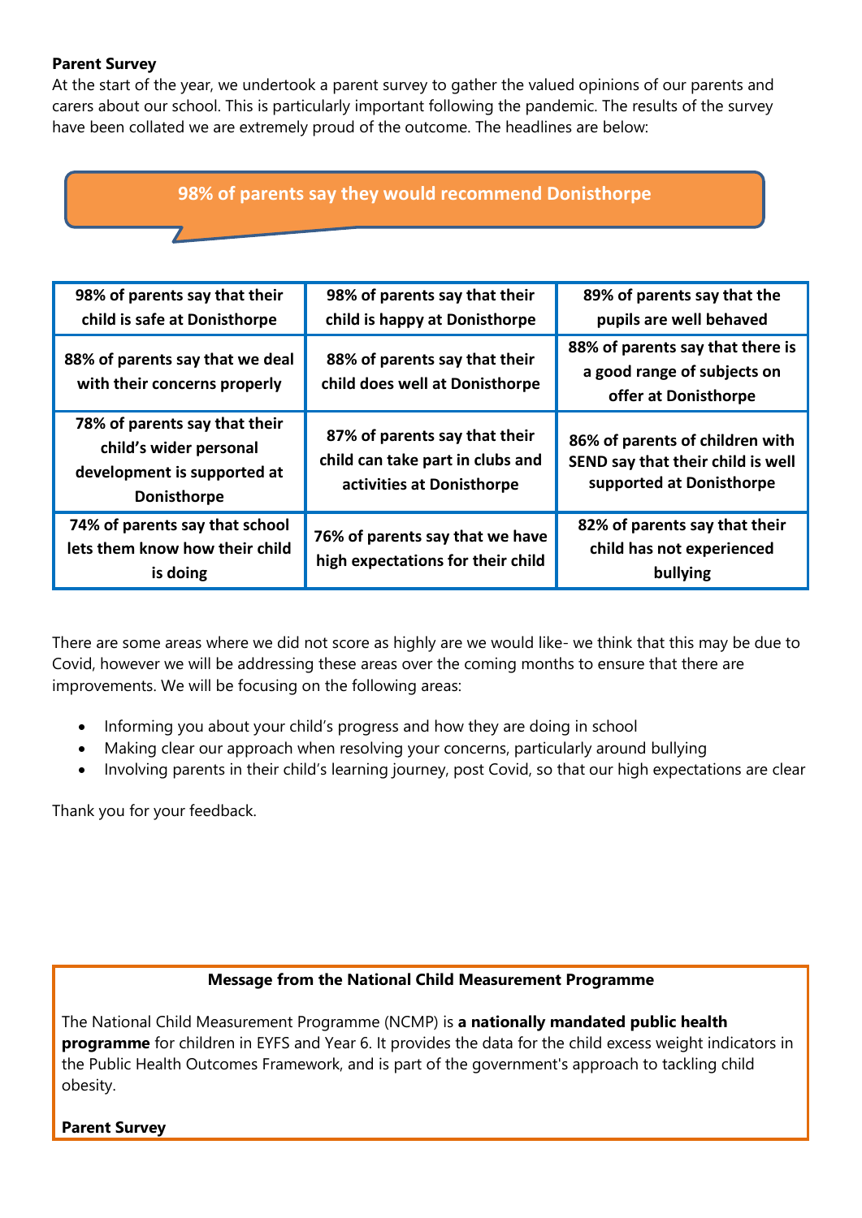**Parent Survey**

At the start of the year, we undertook a parent survey to gather the valued opinions of our parents and carers about our school. This is particularly important following the pandemic. The results of the survey have been collated we are extremely proud of the outcome. The headlines are below:

**98% of parents say they would recommend Donisthorpe**

| | | |
|---|---|---|
| **98% of parents say that their child is safe at Donisthorpe** | **98% of parents say that their child is happy at Donisthorpe** | **89% of parents say that the pupils are well behaved** |
| **88% of parents say that we deal with their concerns properly** | **88% of parents say that their child does well at Donisthorpe** | **88% of parents say that there is a good range of subjects on offer at Donisthorpe** |
| **78% of parents say that their child's wider personal development is supported at Donisthorpe** | **87% of parents say that their child can take part in clubs and activities at Donisthorpe** | **86% of parents of children with SEND say that their child is well supported at Donisthorpe** |
| **74% of parents say that school lets them know how their child is doing** | **76% of parents say that we have high expectations for their child** | **82% of parents say that their child has not experienced bullying** |

There are some areas where we did not score as highly are we would like- we think that this may be due to Covid, however we will be addressing these areas over the coming months to ensure that there are improvements. We will be focusing on the following areas:

- Informing you about your child's progress and how they are doing in school
- Making clear our approach when resolving your concerns, particularly around bullying
- Involving parents in their child's learning journey, post Covid, so that our high expectations are clear

Thank you for your feedback.

**Message from the National Child Measurement Programme**

The National Child Measurement Programme (NCMP) is **a nationally mandated public health programme** for children in EYFS and Year 6. It provides the data for the child excess weight indicators in the Public Health Outcomes Framework, and is part of the government's approach to tackling child obesity.

**Parent Survey**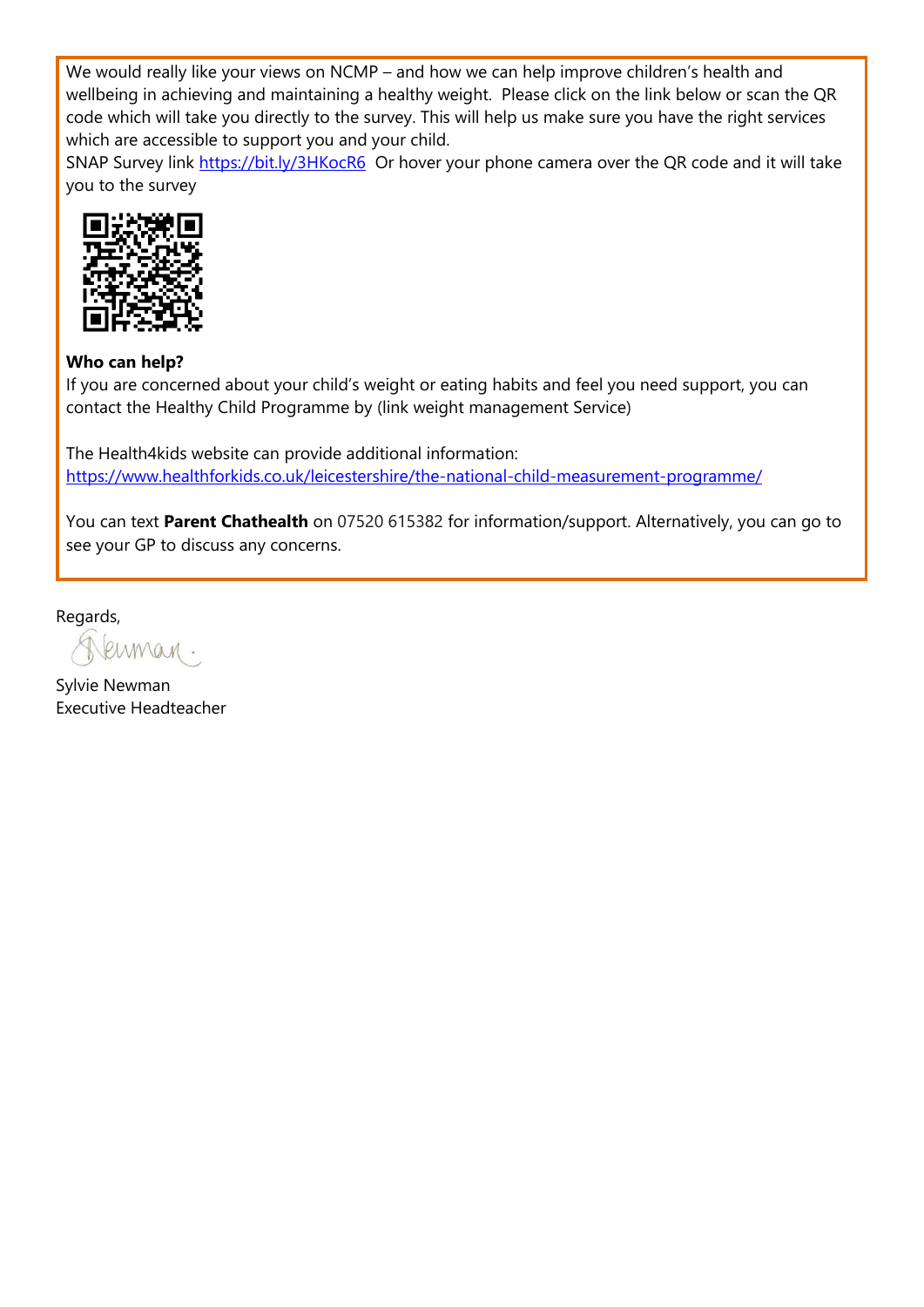We would really like your views on NCMP – and how we can help improve children's health and wellbeing in achieving and maintaining a healthy weight. Please click on the link below or scan the QR code which will take you directly to the survey. This will help us make sure you have the right services which are accessible to support you and your child.

SNAP Survey link https://bit.ly/3HKocR6 Or hover your phone camera over the QR code and it will take you to the survey

**Who can help?**

If you are concerned about your child's weight or eating habits and feel you need support, you can contact the Healthy Child Programme by (link weight management Service)

The Health4kids website can provide additional information:
https://www.healthforkids.co.uk/leicestershire/the-national-child-measurement-programme/

You can text **Parent Chathealth** on 07520 615382 for information/support. Alternatively, you can go to see your GP to discuss any concerns.

Regards,

Sylvie Newman
Executive Headteacher